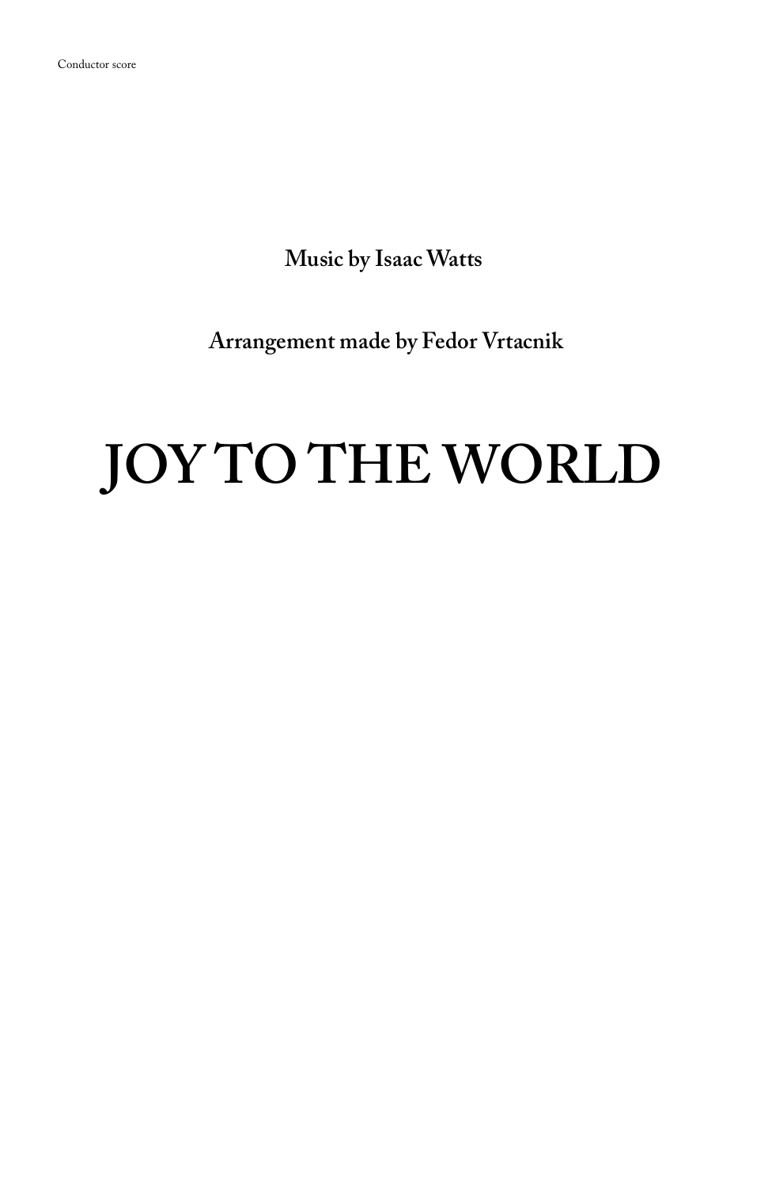Conductor score

**Music by Isaac Watts**

**Arrangement made by Fedor Vrtacnik**

# JOY TO THE WORLD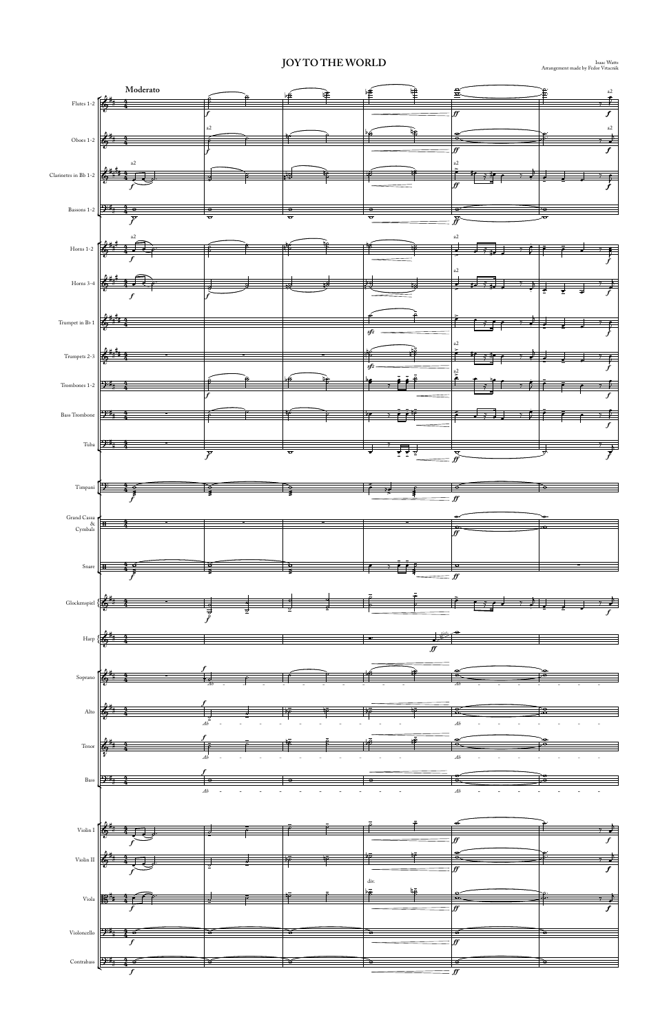# JOY TO THE WORLD

Isaac Watts
Arrangement made by Fedor Vrtacnik

**Moderato**

Flutes 1-2

Oboes 1-2

Clarinetes in Bb 1-2

Bassons 1-2

Horns 1-2

Horns 3-4

Trumpet in Bb 1

Trumpets 2-3

Trombones 1-2

Bass Trombone

Tuba

Timpani

Grand Cassa & Cymbals

Snare

Glockenspiel

Harp

Soprano

Alto

Tenor

Bass

Violin I

Violin II

Viola

Violoncello

Contrabass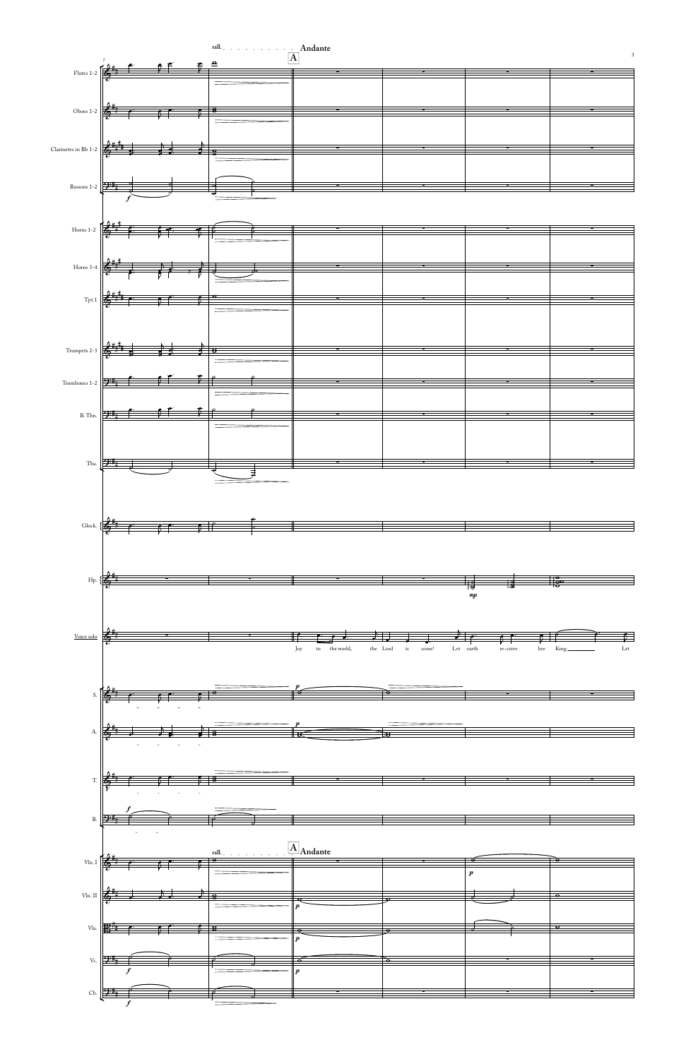rall. Andante

A

Flutes 1-2

Oboes 1-2

Clarinetes in Bb 1-2

Bassons 1-2

Horns 1-2

Horns 3-4

Tpt.1

Trumpets 2-3

Trombones 1-2

B. Tbn.

Tba.

Glock.

Hp.

Voice solo

Joy to the world, the Lord is come! Let earth re-ceive her King; Let

S.

A.

T.

B.

rall. A Andante

Vln. I

Vln. II

Vla.

Vc.

Cb.